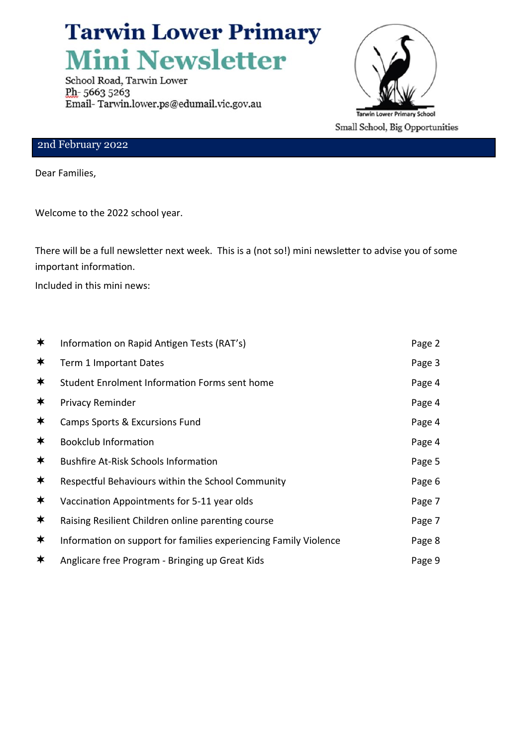# Tarwin Lower Primary
# Mini Newsletter

School Road, Tarwin Lower
Ph- 5663 5263
Email- Tarwin.lower.ps@edumail.vic.gov.au

Tarwin Lower Primary School
Small School, Big Opportunities

2nd February 2022

Dear Families,

Welcome to the 2022 school year.

There will be a full newsletter next week. This is a (not so!) mini newsletter to advise you of some important information.

Included in this mini news:

| | | |
|---|---|---|
| ✶ | Information on Rapid Antigen Tests (RAT's) | Page 2 |
| ✶ | Term 1 Important Dates | Page 3 |
| ✶ | Student Enrolment Information Forms sent home | Page 4 |
| ✶ | Privacy Reminder | Page 4 |
| ✶ | Camps Sports & Excursions Fund | Page 4 |
| ✶ | Bookclub Information | Page 4 |
| ✶ | Bushfire At-Risk Schools Information | Page 5 |
| ✶ | Respectful Behaviours within the School Community | Page 6 |
| ✶ | Vaccination Appointments for 5-11 year olds | Page 7 |
| ✶ | Raising Resilient Children online parenting course | Page 7 |
| ✶ | Information on support for families experiencing Family Violence | Page 8 |
| ✶ | Anglicare free Program - Bringing up Great Kids | Page 9 |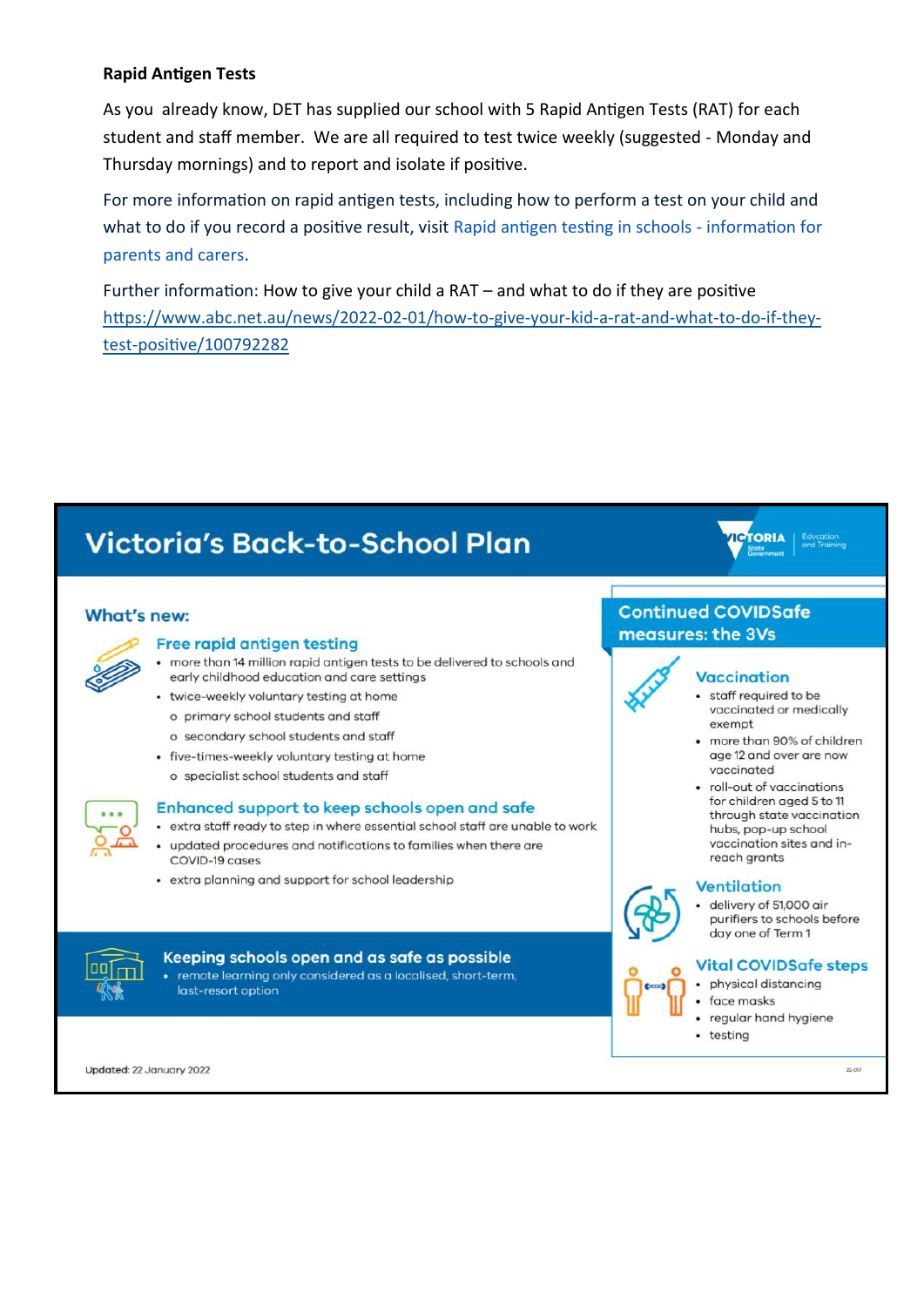**Rapid Antigen Tests**

As you already know, DET has supplied our school with 5 Rapid Antigen Tests (RAT) for each student and staff member. We are all required to test twice weekly (suggested - Monday and Thursday mornings) and to report and isolate if positive.

For more information on rapid antigen tests, including how to perform a test on your child and what to do if you record a positive result, visit Rapid antigen testing in schools - information for parents and carers.

Further information: How to give your child a RAT – and what to do if they are positive https://www.abc.net.au/news/2022-02-01/how-to-give-your-kid-a-rat-and-what-to-do-if-they-test-positive/100792282

# Victoria's Back-to-School Plan

## What's new:

### Free rapid antigen testing

- more than 14 million rapid antigen tests to be delivered to schools and early childhood education and care settings
- twice-weekly voluntary testing at home
  - primary school students and staff
  - secondary school students and staff
- five-times-weekly voluntary testing at home
  - specialist school students and staff

### Enhanced support to keep schools open and safe

- extra staff ready to step in where essential school staff are unable to work
- updated procedures and notifications to families when there are COVID-19 cases
- extra planning and support for school leadership

### Keeping schools open and as safe as possible

- remote learning only considered as a localised, short-term, last-resort option

## Continued COVIDSafe measures: the 3Vs

### Vaccination

- staff required to be vaccinated or medically exempt
- more than 90% of children age 12 and over are now vaccinated
- roll-out of vaccinations for children aged 5 to 11 through state vaccination hubs, pop-up school vaccination sites and in-reach grants

### Ventilation

- delivery of 51,000 air purifiers to schools before day one of Term 1

### Vital COVIDSafe steps

- physical distancing
- face masks
- regular hand hygiene
- testing

Updated: 22 January 2022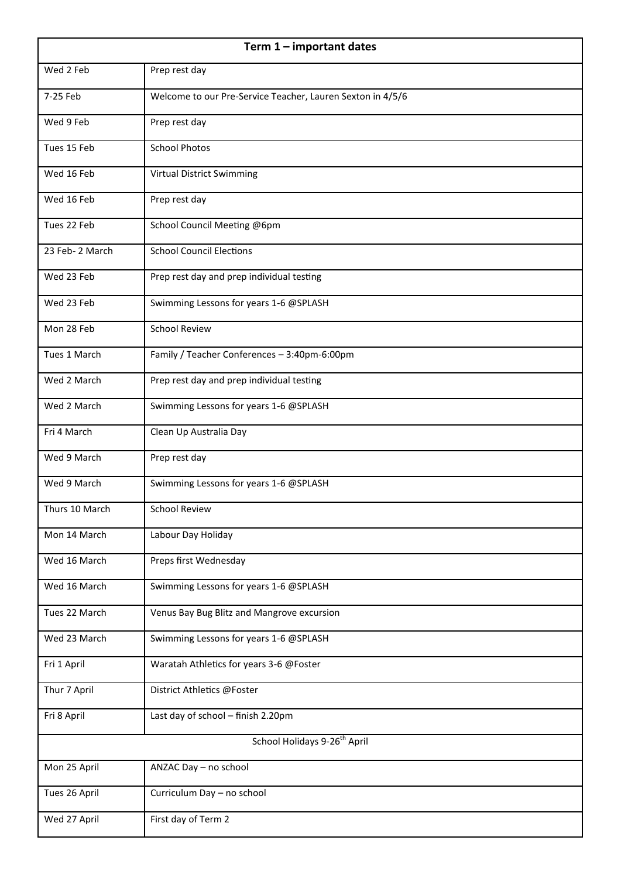| Term 1 – important dates | |
|---|---|
| Wed 2 Feb | Prep rest day |
| 7-25 Feb | Welcome to our Pre-Service Teacher, Lauren Sexton in 4/5/6 |
| Wed 9 Feb | Prep rest day |
| Tues 15 Feb | School Photos |
| Wed 16 Feb | Virtual District Swimming |
| Wed 16 Feb | Prep rest day |
| Tues 22 Feb | School Council Meeting @6pm |
| 23 Feb- 2 March | School Council Elections |
| Wed 23 Feb | Prep rest day and prep individual testing |
| Wed 23 Feb | Swimming Lessons for years 1-6 @SPLASH |
| Mon 28 Feb | School Review |
| Tues 1 March | Family / Teacher Conferences – 3:40pm-6:00pm |
| Wed 2 March | Prep rest day and prep individual testing |
| Wed 2 March | Swimming Lessons for years 1-6 @SPLASH |
| Fri 4 March | Clean Up Australia Day |
| Wed 9 March | Prep rest day |
| Wed 9 March | Swimming Lessons for years 1-6 @SPLASH |
| Thurs 10 March | School Review |
| Mon 14 March | Labour Day Holiday |
| Wed 16 March | Preps first Wednesday |
| Wed 16 March | Swimming Lessons for years 1-6 @SPLASH |
| Tues 22 March | Venus Bay Bug Blitz and Mangrove excursion |
| Wed 23 March | Swimming Lessons for years 1-6 @SPLASH |
| Fri 1 April | Waratah Athletics for years 3-6 @Foster |
| Thur 7 April | District Athletics @Foster |
| Fri 8 April | Last day of school – finish 2.20pm |
| School Holidays 9-26th April | |
| Mon 25 April | ANZAC Day – no school |
| Tues 26 April | Curriculum Day – no school |
| Wed 27 April | First day of Term 2 |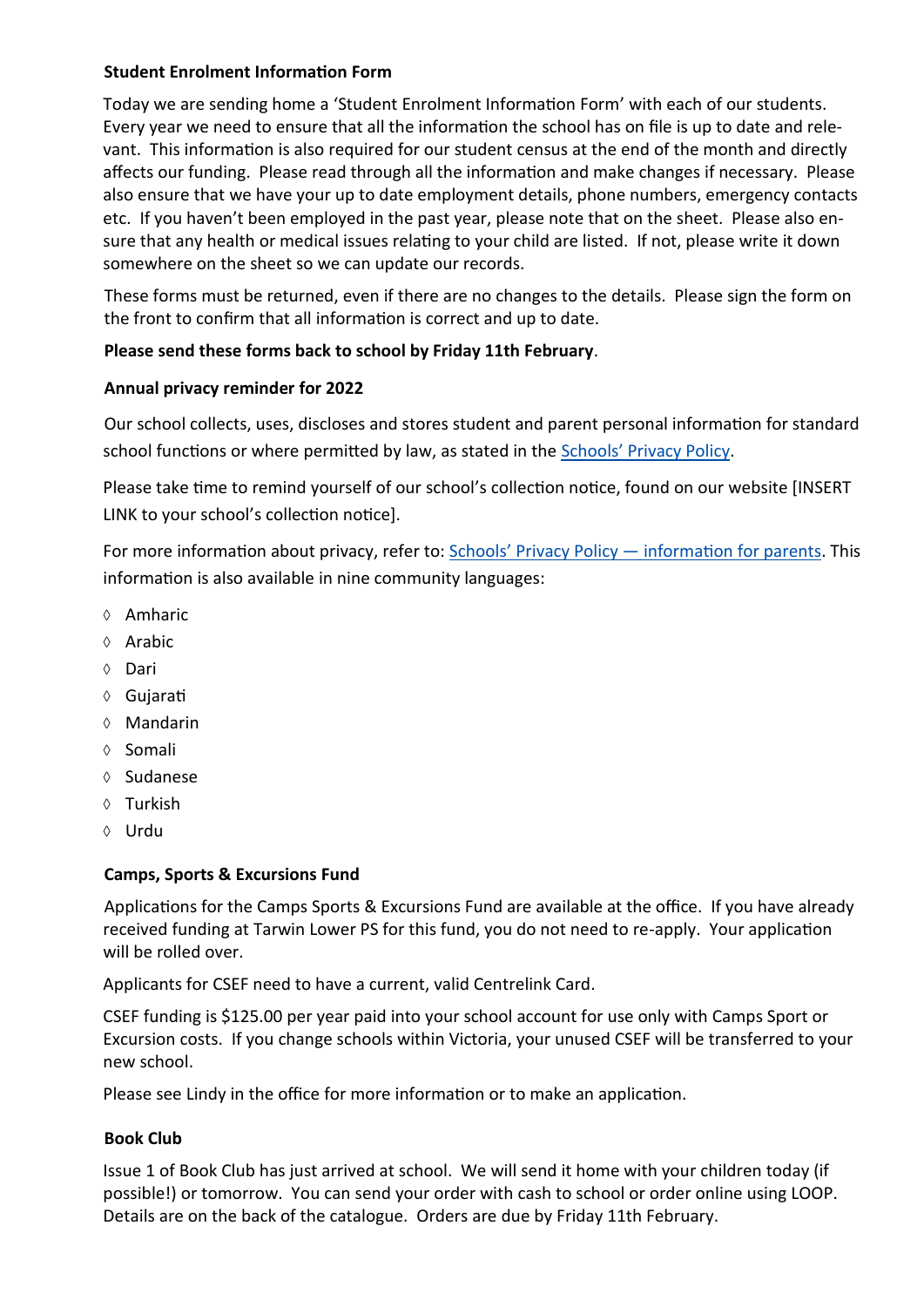**Student Enrolment Information Form**

Today we are sending home a 'Student Enrolment Information Form' with each of our students. Every year we need to ensure that all the information the school has on file is up to date and relevant. This information is also required for our student census at the end of the month and directly affects our funding. Please read through all the information and make changes if necessary. Please also ensure that we have your up to date employment details, phone numbers, emergency contacts etc. If you haven't been employed in the past year, please note that on the sheet. Please also ensure that any health or medical issues relating to your child are listed. If not, please write it down somewhere on the sheet so we can update our records.

These forms must be returned, even if there are no changes to the details. Please sign the form on the front to confirm that all information is correct and up to date.

**Please send these forms back to school by Friday 11th February**.

**Annual privacy reminder for 2022**

Our school collects, uses, discloses and stores student and parent personal information for standard school functions or where permitted by law, as stated in the Schools' Privacy Policy.

Please take time to remind yourself of our school's collection notice, found on our website [INSERT LINK to your school's collection notice].

For more information about privacy, refer to: Schools' Privacy Policy — information for parents. This information is also available in nine community languages:

- Amharic
- Arabic
- Dari
- Gujarati
- Mandarin
- Somali
- Sudanese
- Turkish
- Urdu

**Camps, Sports & Excursions Fund**

Applications for the Camps Sports & Excursions Fund are available at the office. If you have already received funding at Tarwin Lower PS for this fund, you do not need to re-apply. Your application will be rolled over.

Applicants for CSEF need to have a current, valid Centrelink Card.

CSEF funding is $125.00 per year paid into your school account for use only with Camps Sport or Excursion costs. If you change schools within Victoria, your unused CSEF will be transferred to your new school.

Please see Lindy in the office for more information or to make an application.

**Book Club**

Issue 1 of Book Club has just arrived at school. We will send it home with your children today (if possible!) or tomorrow. You can send your order with cash to school or order online using LOOP. Details are on the back of the catalogue. Orders are due by Friday 11th February.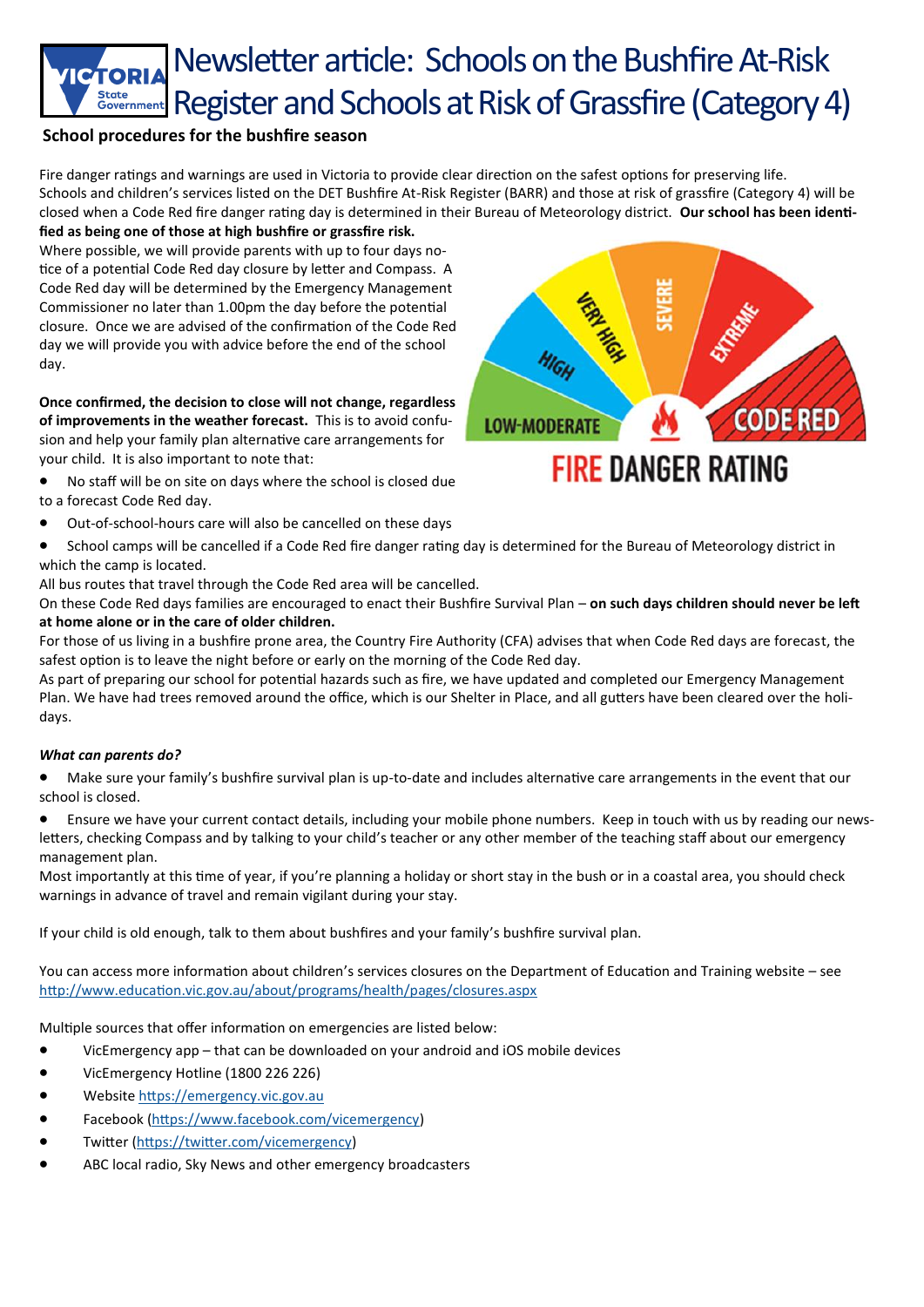# Newsletter article: Schools on the Bushfire At-Risk Register and Schools at Risk of Grassfire (Category 4)

**School procedures for the bushfire season**

Fire danger ratings and warnings are used in Victoria to provide clear direction on the safest options for preserving life. Schools and children's services listed on the DET Bushfire At-Risk Register (BARR) and those at risk of grassfire (Category 4) will be closed when a Code Red fire danger rating day is determined in their Bureau of Meteorology district. **Our school has been identified as being one of those at high bushfire or grassfire risk.**

Where possible, we will provide parents with up to four days notice of a potential Code Red day closure by letter and Compass. A Code Red day will be determined by the Emergency Management Commissioner no later than 1.00pm the day before the potential closure. Once we are advised of the confirmation of the Code Red day we will provide you with advice before the end of the school day.

**Once confirmed, the decision to close will not change, regardless of improvements in the weather forecast.** This is to avoid confusion and help your family plan alternative care arrangements for your child. It is also important to note that:

- No staff will be on site on days where the school is closed due to a forecast Code Red day.
- Out-of-school-hours care will also be cancelled on these days
- School camps will be cancelled if a Code Red fire danger rating day is determined for the Bureau of Meteorology district in which the camp is located.

All bus routes that travel through the Code Red area will be cancelled.

On these Code Red days families are encouraged to enact their Bushfire Survival Plan – **on such days children should never be left at home alone or in the care of older children.**

For those of us living in a bushfire prone area, the Country Fire Authority (CFA) advises that when Code Red days are forecast, the safest option is to leave the night before or early on the morning of the Code Red day.

As part of preparing our school for potential hazards such as fire, we have updated and completed our Emergency Management Plan. We have had trees removed around the office, which is our Shelter in Place, and all gutters have been cleared over the holidays.

***What can parents do?***

- Make sure your family's bushfire survival plan is up-to-date and includes alternative care arrangements in the event that our school is closed.
- Ensure we have your current contact details, including your mobile phone numbers. Keep in touch with us by reading our newsletters, checking Compass and by talking to your child's teacher or any other member of the teaching staff about our emergency management plan.

Most importantly at this time of year, if you're planning a holiday or short stay in the bush or in a coastal area, you should check warnings in advance of travel and remain vigilant during your stay.

If your child is old enough, talk to them about bushfires and your family's bushfire survival plan.

You can access more information about children's services closures on the Department of Education and Training website – see http://www.education.vic.gov.au/about/programs/health/pages/closures.aspx

Multiple sources that offer information on emergencies are listed below:

- VicEmergency app – that can be downloaded on your android and iOS mobile devices
- VicEmergency Hotline (1800 226 226)
- Website https://emergency.vic.gov.au
- Facebook (https://www.facebook.com/vicemergency)
- Twitter (https://twitter.com/vicemergency)
- ABC local radio, Sky News and other emergency broadcasters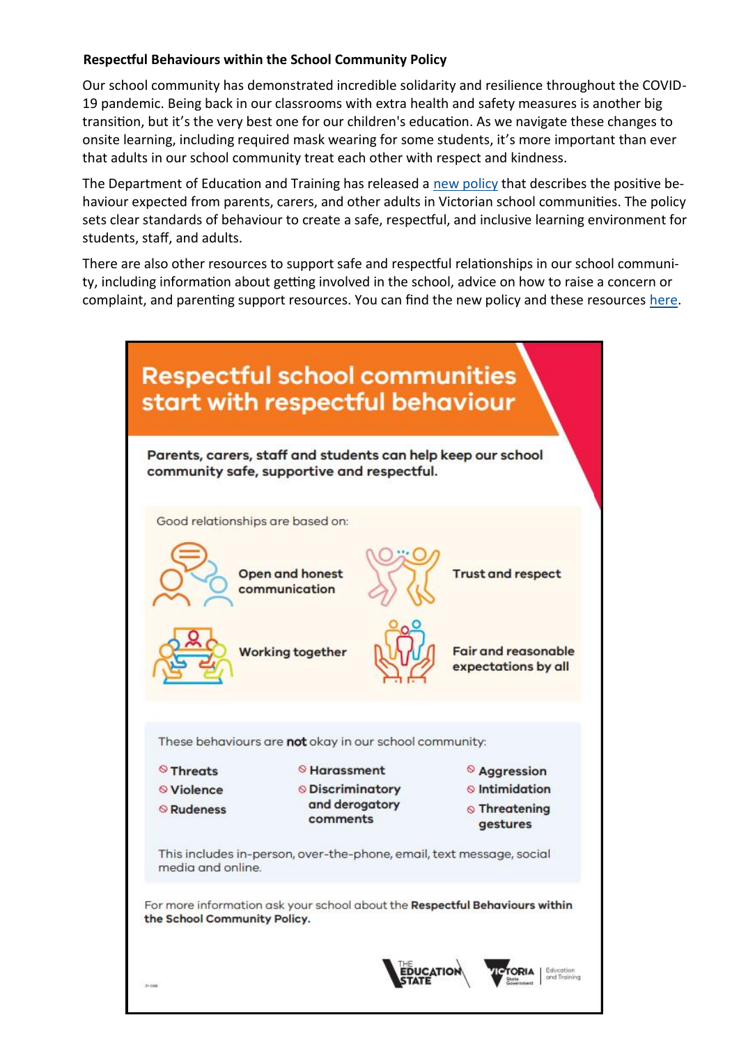**Respectful Behaviours within the School Community Policy**

Our school community has demonstrated incredible solidarity and resilience throughout the COVID-19 pandemic. Being back in our classrooms with extra health and safety measures is another big transition, but it's the very best one for our children's education. As we navigate these changes to onsite learning, including required mask wearing for some students, it's more important than ever that adults in our school community treat each other with respect and kindness.

The Department of Education and Training has released a new policy that describes the positive behaviour expected from parents, carers, and other adults in Victorian school communities. The policy sets clear standards of behaviour to create a safe, respectful, and inclusive learning environment for students, staff, and adults.

There are also other resources to support safe and respectful relationships in our school community, including information about getting involved in the school, advice on how to raise a concern or complaint, and parenting support resources. You can find the new policy and these resources here.

## Respectful school communities start with respectful behaviour

**Parents, carers, staff and students can help keep our school community safe, supportive and respectful.**

Good relationships are based on:

- **Open and honest communication**
- **Trust and respect**
- **Working together**
- **Fair and reasonable expectations by all**

These behaviours are **not** okay in our school community:

- **Threats**
- **Violence**
- **Rudeness**
- **Harassment**
- **Discriminatory and derogatory comments**
- **Aggression**
- **Intimidation**
- **Threatening gestures**

This includes in-person, over-the-phone, email, text message, social media and online.

For more information ask your school about the **Respectful Behaviours within the School Community Policy.**

THE EDUCATION STATE | VICTORIA State Government | Education and Training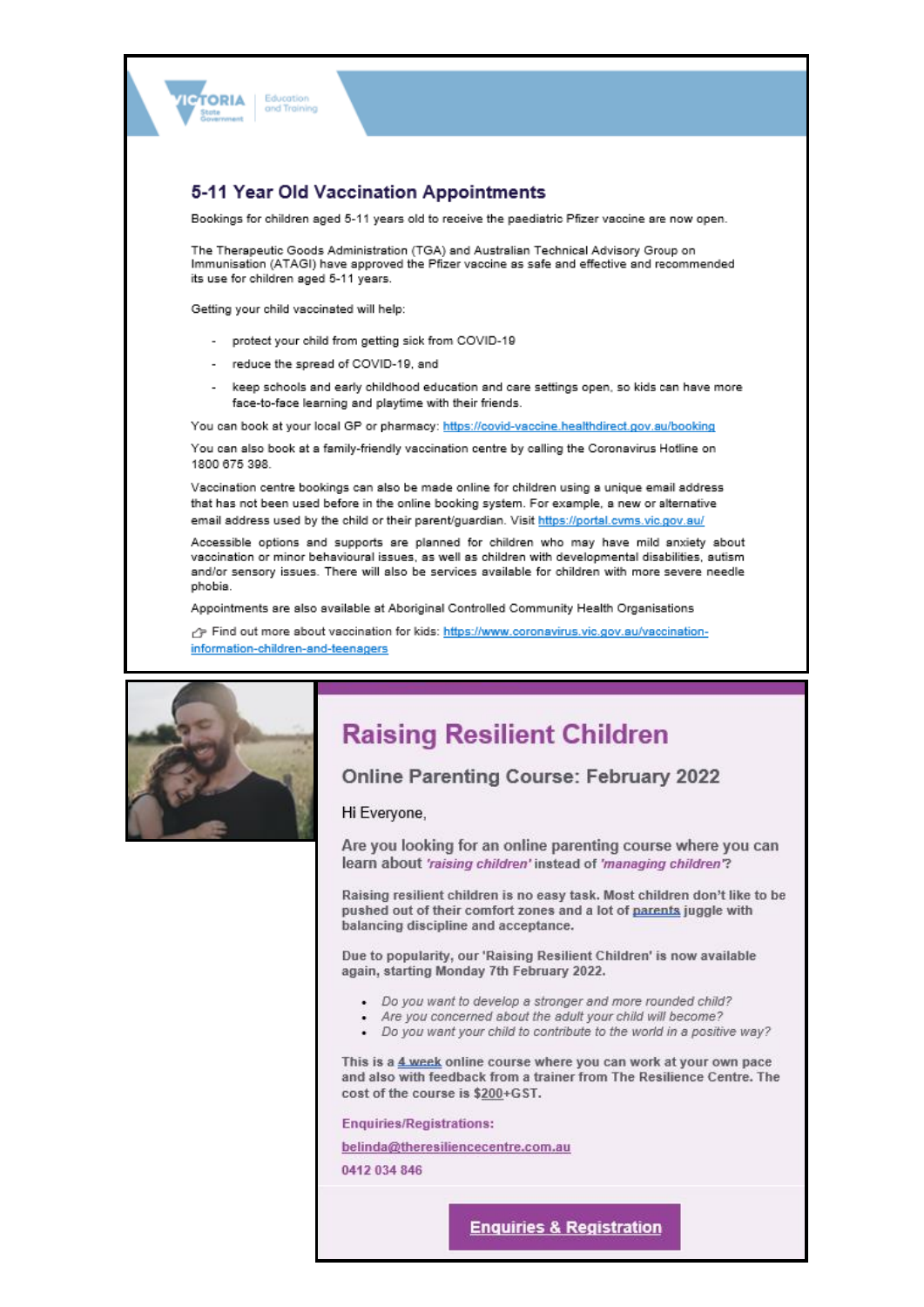## 5-11 Year Old Vaccination Appointments

Bookings for children aged 5-11 years old to receive the paediatric Pfizer vaccine are now open.

The Therapeutic Goods Administration (TGA) and Australian Technical Advisory Group on Immunisation (ATAGI) have approved the Pfizer vaccine as safe and effective and recommended its use for children aged 5-11 years.

Getting your child vaccinated will help:

- protect your child from getting sick from COVID-19
- reduce the spread of COVID-19, and
- keep schools and early childhood education and care settings open, so kids can have more face-to-face learning and playtime with their friends.

You can book at your local GP or pharmacy: https://covid-vaccine.healthdirect.gov.au/booking

You can also book at a family-friendly vaccination centre by calling the Coronavirus Hotline on 1800 675 398.

Vaccination centre bookings can also be made online for children using a unique email address that has not been used before in the online booking system. For example, a new or alternative email address used by the child or their parent/guardian. Visit https://portal.cvms.vic.gov.au/

Accessible options and supports are planned for children who may have mild anxiety about vaccination or minor behavioural issues, as well as children with developmental disabilities, autism and/or sensory issues. There will also be services available for children with more severe needle phobia.

Appointments are also available at Aboriginal Controlled Community Health Organisations

☞ Find out more about vaccination for kids: https://www.coronavirus.vic.gov.au/vaccination-information-children-and-teenagers

## Raising Resilient Children

### Online Parenting Course: February 2022

Hi Everyone,

Are you looking for an online parenting course where you can learn about *'raising children'* instead of *'managing children'*?

Raising resilient children is no easy task. Most children don't like to be pushed out of their comfort zones and a lot of parents juggle with balancing discipline and acceptance.

Due to popularity, our 'Raising Resilient Children' is now available again, starting Monday 7th February 2022.

- *Do you want to develop a stronger and more rounded child?*
- *Are you concerned about the adult your child will become?*
- *Do you want your child to contribute to the world in a positive way?*

This is a 4 week online course where you can work at your own pace and also with feedback from a trainer from The Resilience Centre. The cost of the course is $200+GST.

**Enquiries/Registrations:**

belinda@theresiliencecentre.com.au

0412 034 846

**Enquiries & Registration**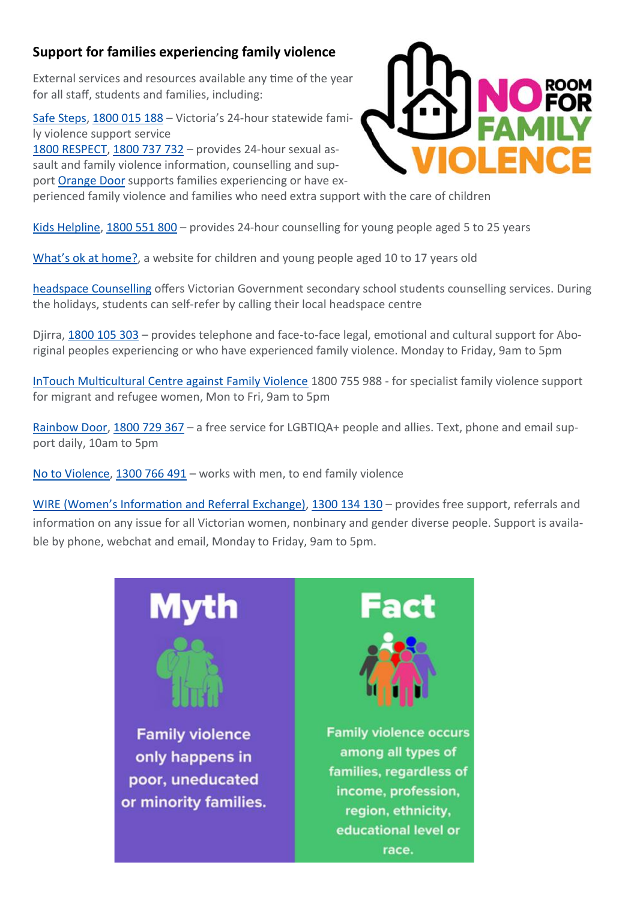## Support for families experiencing family violence

External services and resources available any time of the year for all staff, students and families, including:

Safe Steps, 1800 015 188 – Victoria's 24-hour statewide family violence support service
1800 RESPECT, 1800 737 732 – provides 24-hour sexual assault and family violence information, counselling and support Orange Door supports families experiencing or have experienced family violence and families who need extra support with the care of children

Kids Helpline, 1800 551 800 – provides 24-hour counselling for young people aged 5 to 25 years

What's ok at home?, a website for children and young people aged 10 to 17 years old

headspace Counselling offers Victorian Government secondary school students counselling services. During the holidays, students can self-refer by calling their local headspace centre

Djirra, 1800 105 303 – provides telephone and face-to-face legal, emotional and cultural support for Aboriginal peoples experiencing or who have experienced family violence. Monday to Friday, 9am to 5pm

InTouch Multicultural Centre against Family Violence 1800 755 988 - for specialist family violence support for migrant and refugee women, Mon to Fri, 9am to 5pm

Rainbow Door, 1800 729 367 – a free service for LGBTIQA+ people and allies. Text, phone and email support daily, 10am to 5pm

No to Violence, 1300 766 491 – works with men, to end family violence

WIRE (Women's Information and Referral Exchange), 1300 134 130 – provides free support, referrals and information on any issue for all Victorian women, nonbinary and gender diverse people. Support is available by phone, webchat and email, Monday to Friday, 9am to 5pm.

| Myth | Fact |
| --- | --- |
| Family violence only happens in poor, uneducated or minority families. | Family violence occurs among all types of families, regardless of income, profession, region, ethnicity, educational level or race. |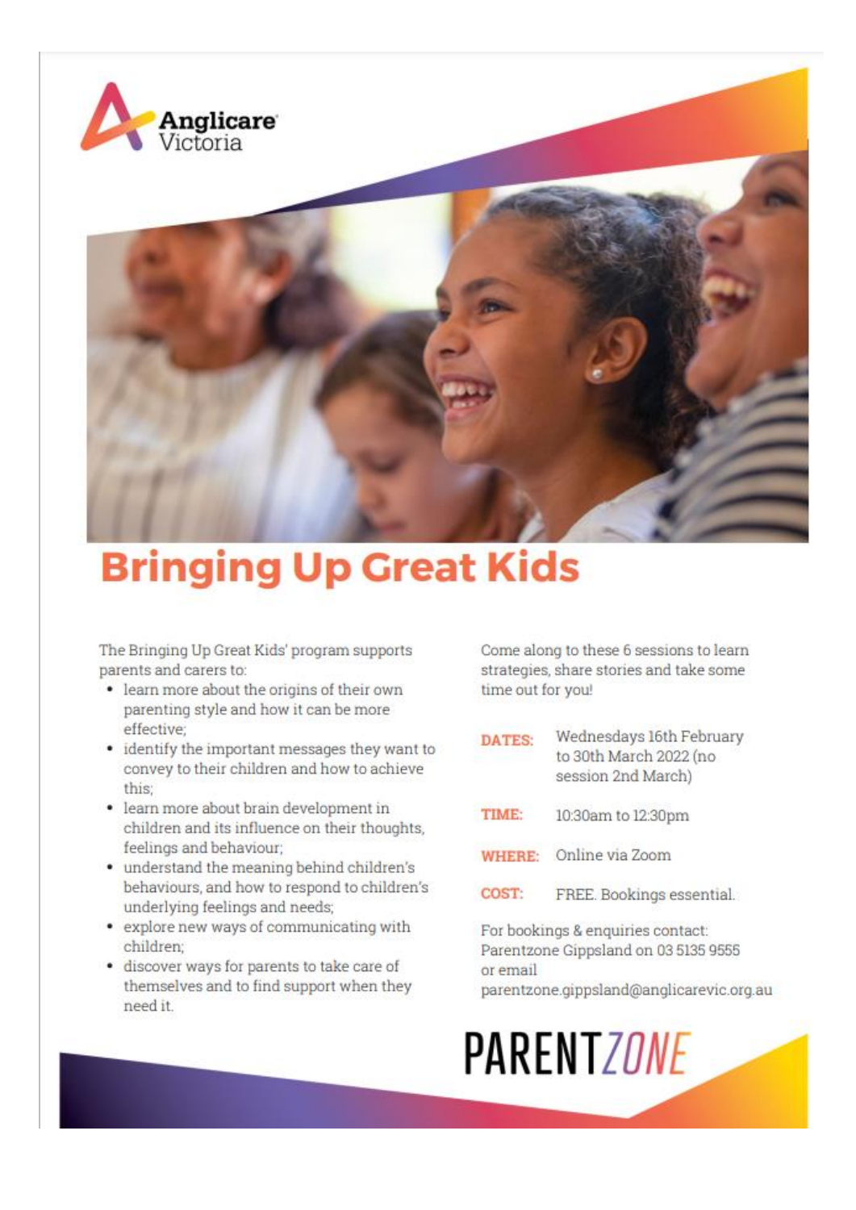Anglicare Victoria

# Bringing Up Great Kids

The Bringing Up Great Kids' program supports parents and carers to:

- learn more about the origins of their own parenting style and how it can be more effective;
- identify the important messages they want to convey to their children and how to achieve this;
- learn more about brain development in children and its influence on their thoughts, feelings and behaviour;
- understand the meaning behind children's behaviours, and how to respond to children's underlying feelings and needs;
- explore new ways of communicating with children;
- discover ways for parents to take care of themselves and to find support when they need it.

Come along to these 6 sessions to learn strategies, share stories and take some time out for you!

**DATES:** Wednesdays 16th February to 30th March 2022 (no session 2nd March)

**TIME:** 10:30am to 12:30pm

**WHERE:** Online via Zoom

**COST:** FREE. Bookings essential.

For bookings & enquiries contact:
Parentzone Gippsland on 03 5135 9555
or email
parentzone.gippsland@anglicarevic.org.au

PARENTZONE